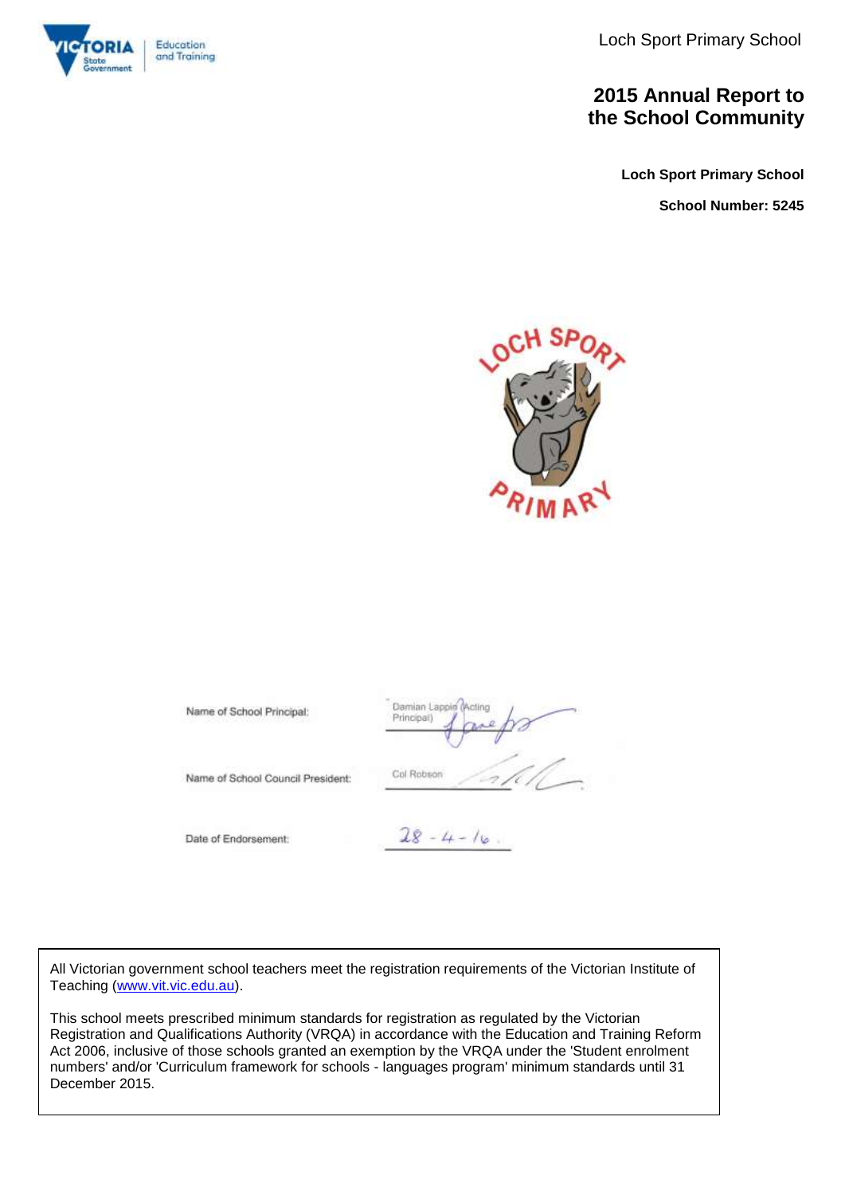Loch Sport Primary School

# 2015 Annual Report to the School Community

**Loch Sport Primary School**

**School Number: 5245**

| | |
|---|---|
| Name of School Principal: | Damian Lappin (Acting Principal) |
| Name of School Council President: | Col Robson |
| Date of Endorsement: | 28 - 4 - 16 |

All Victorian government school teachers meet the registration requirements of the Victorian Institute of Teaching (www.vit.vic.edu.au).

This school meets prescribed minimum standards for registration as regulated by the Victorian Registration and Qualifications Authority (VRQA) in accordance with the Education and Training Reform Act 2006, inclusive of those schools granted an exemption by the VRQA under the 'Student enrolment numbers' and/or 'Curriculum framework for schools - languages program' minimum standards until 31 December 2015.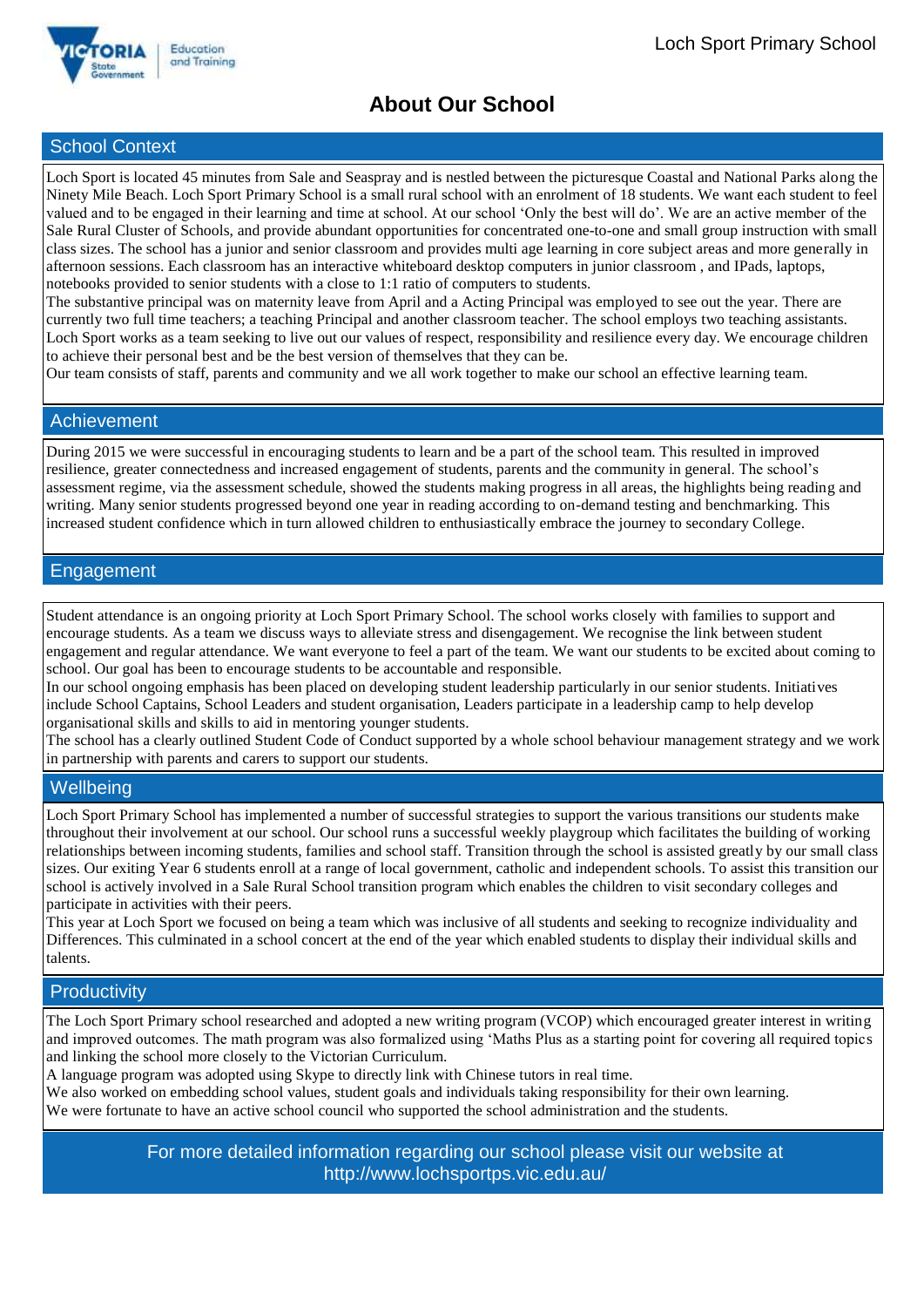# About Our School

## School Context

Loch Sport is located 45 minutes from Sale and Seaspray and is nestled between the picturesque Coastal and National Parks along the Ninety Mile Beach. Loch Sport Primary School is a small rural school with an enrolment of 18 students. We want each student to feel valued and to be engaged in their learning and time at school. At our school 'Only the best will do'. We are an active member of the Sale Rural Cluster of Schools, and provide abundant opportunities for concentrated one-to-one and small group instruction with small class sizes. The school has a junior and senior classroom and provides multi age learning in core subject areas and more generally in afternoon sessions. Each classroom has an interactive whiteboard desktop computers in junior classroom , and IPads, laptops, notebooks provided to senior students with a close to 1:1 ratio of computers to students.

The substantive principal was on maternity leave from April and a Acting Principal was employed to see out the year. There are currently two full time teachers; a teaching Principal and another classroom teacher. The school employs two teaching assistants. Loch Sport works as a team seeking to live out our values of respect, responsibility and resilience every day. We encourage children to achieve their personal best and be the best version of themselves that they can be.

Our team consists of staff, parents and community and we all work together to make our school an effective learning team.

## Achievement

During 2015 we were successful in encouraging students to learn and be a part of the school team. This resulted in improved resilience, greater connectedness and increased engagement of students, parents and the community in general. The school's assessment regime, via the assessment schedule, showed the students making progress in all areas, the highlights being reading and writing. Many senior students progressed beyond one year in reading according to on-demand testing and benchmarking. This increased student confidence which in turn allowed children to enthusiastically embrace the journey to secondary College.

## Engagement

Student attendance is an ongoing priority at Loch Sport Primary School. The school works closely with families to support and encourage students. As a team we discuss ways to alleviate stress and disengagement. We recognise the link between student engagement and regular attendance. We want everyone to feel a part of the team. We want our students to be excited about coming to school. Our goal has been to encourage students to be accountable and responsible.

In our school ongoing emphasis has been placed on developing student leadership particularly in our senior students. Initiatives include School Captains, School Leaders and student organisation, Leaders participate in a leadership camp to help develop organisational skills and skills to aid in mentoring younger students.

The school has a clearly outlined Student Code of Conduct supported by a whole school behaviour management strategy and we work in partnership with parents and carers to support our students.

## Wellbeing

Loch Sport Primary School has implemented a number of successful strategies to support the various transitions our students make throughout their involvement at our school. Our school runs a successful weekly playgroup which facilitates the building of working relationships between incoming students, families and school staff. Transition through the school is assisted greatly by our small class sizes. Our exiting Year 6 students enroll at a range of local government, catholic and independent schools. To assist this transition our school is actively involved in a Sale Rural School transition program which enables the children to visit secondary colleges and participate in activities with their peers.

This year at Loch Sport we focused on being a team which was inclusive of all students and seeking to recognize individuality and Differences. This culminated in a school concert at the end of the year which enabled students to display their individual skills and talents.

## Productivity

The Loch Sport Primary school researched and adopted a new writing program (VCOP) which encouraged greater interest in writing and improved outcomes. The math program was also formalized using 'Maths Plus as a starting point for covering all required topics and linking the school more closely to the Victorian Curriculum.

A language program was adopted using Skype to directly link with Chinese tutors in real time.

We also worked on embedding school values, student goals and individuals taking responsibility for their own learning.

We were fortunate to have an active school council who supported the school administration and the students.

For more detailed information regarding our school please visit our website at http://www.lochsportps.vic.edu.au/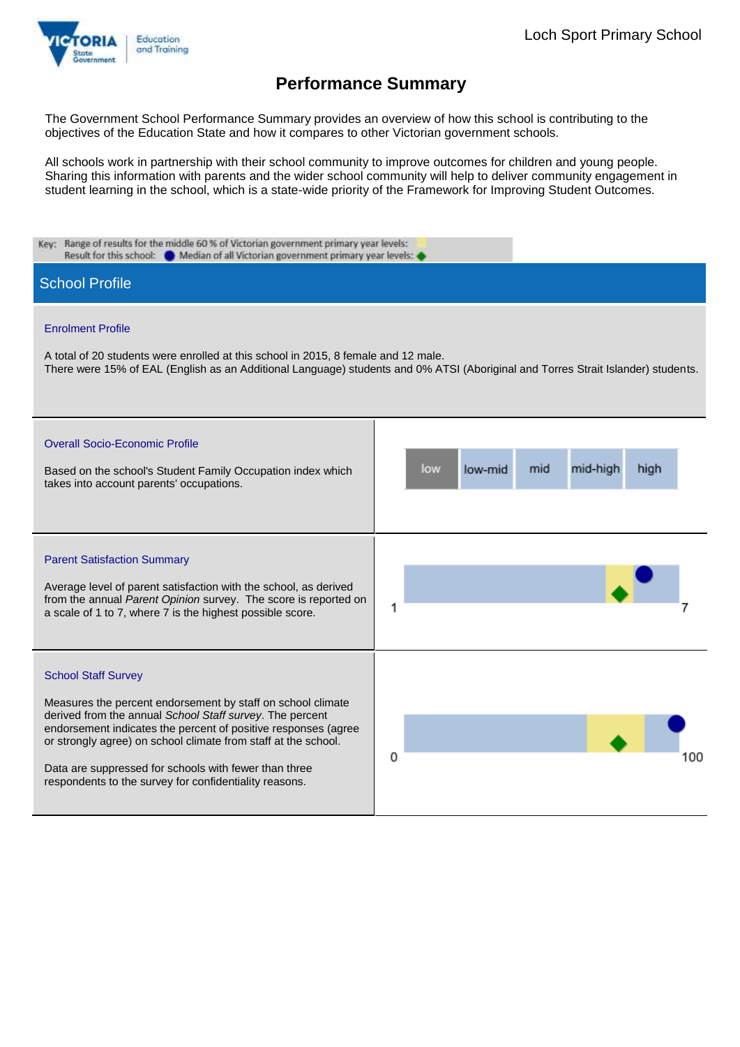Loch Sport Primary School

# Performance Summary

The Government School Performance Summary provides an overview of how this school is contributing to the objectives of the Education State and how it compares to other Victorian government schools.

All schools work in partnership with their school community to improve outcomes for children and young people. Sharing this information with parents and the wider school community will help to deliver community engagement in student learning in the school, which is a state-wide priority of the Framework for Improving Student Outcomes.

Key: Range of results for the middle 60 % of Victorian government primary year levels:
Result for this school: ● Median of all Victorian government primary year levels: ◆

## School Profile

### Enrolment Profile

A total of 20 students were enrolled at this school in 2015, 8 female and 12 male.
There were 15% of EAL (English as an Additional Language) students and 0% ATSI (Aboriginal and Torres Strait Islander) students.

### Overall Socio-Economic Profile

Based on the school's Student Family Occupation index which takes into account parents' occupations.

| low | low-mid | mid | mid-high | high |
|---|---|---|---|---|

### Parent Satisfaction Summary

Average level of parent satisfaction with the school, as derived from the annual *Parent Opinion* survey. The score is reported on a scale of 1 to 7, where 7 is the highest possible score.

1 — 7

### School Staff Survey

Measures the percent endorsement by staff on school climate derived from the annual *School Staff survey*. The percent endorsement indicates the percent of positive responses (agree or strongly agree) on school climate from staff at the school.

Data are suppressed for schools with fewer than three respondents to the survey for confidentiality reasons.

0 — 100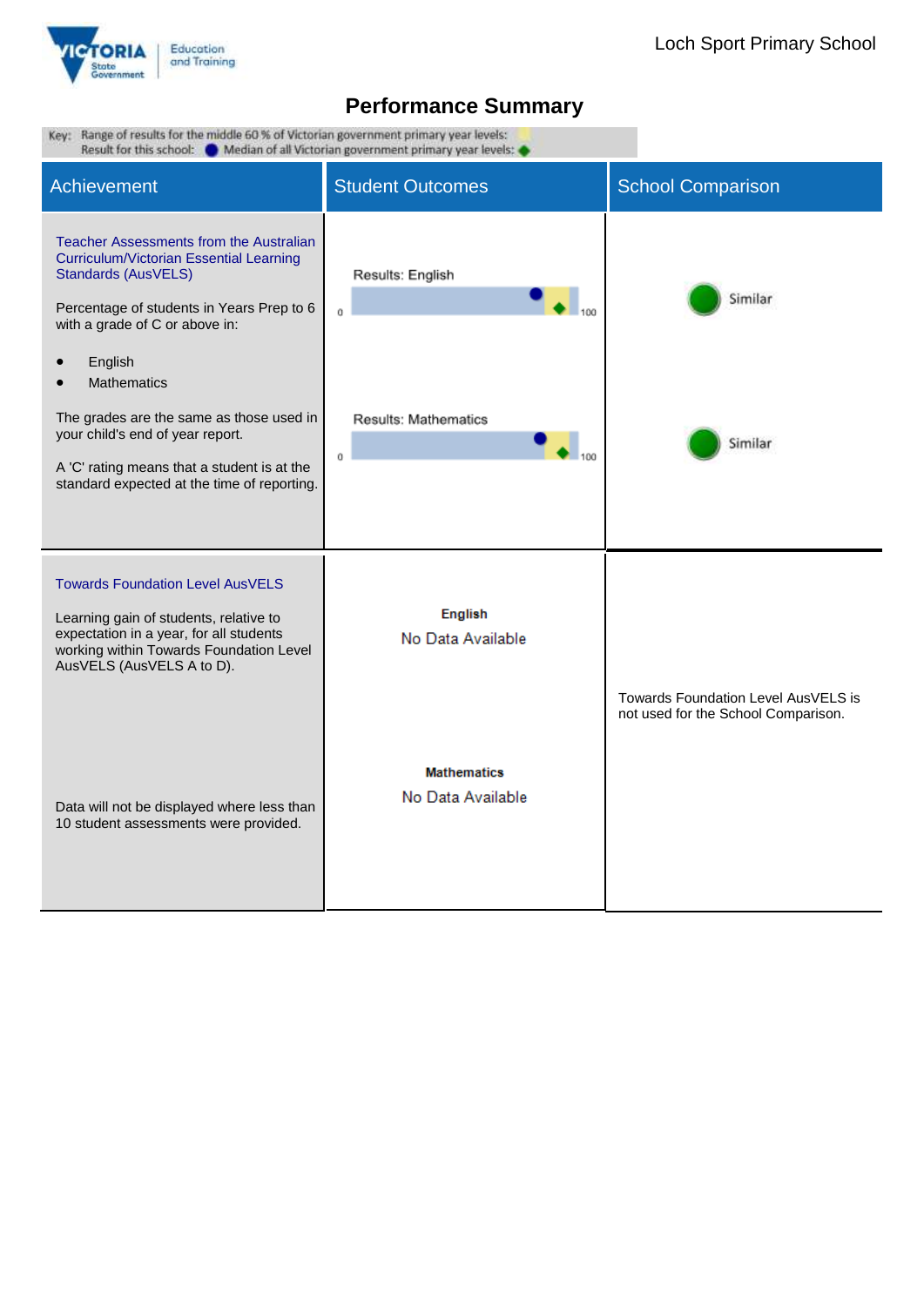Loch Sport Primary School

# Performance Summary

Key: Range of results for the middle 60 % of Victorian government primary year levels:
Result for this school: ● Median of all Victorian government primary year levels: ◆

| Achievement | Student Outcomes | School Comparison |
|---|---|---|
| **Teacher Assessments from the Australian Curriculum/Victorian Essential Learning Standards (AusVELS)**<br><br>Percentage of students in Years Prep to 6 with a grade of C or above in:<br>• English<br>• Mathematics<br><br>The grades are the same as those used in your child's end of year report.<br><br>A 'C' rating means that a student is at the standard expected at the time of reporting. | Results: English (0–100)<br><br>Results: Mathematics (0–100) | Similar<br><br>Similar |
| **Towards Foundation Level AusVELS**<br><br>Learning gain of students, relative to expectation in a year, for all students working within Towards Foundation Level AusVELS (AusVELS A to D).<br><br>Data will not be displayed where less than 10 student assessments were provided. | **English**<br>No Data Available<br><br>**Mathematics**<br>No Data Available | Towards Foundation Level AusVELS is not used for the School Comparison. |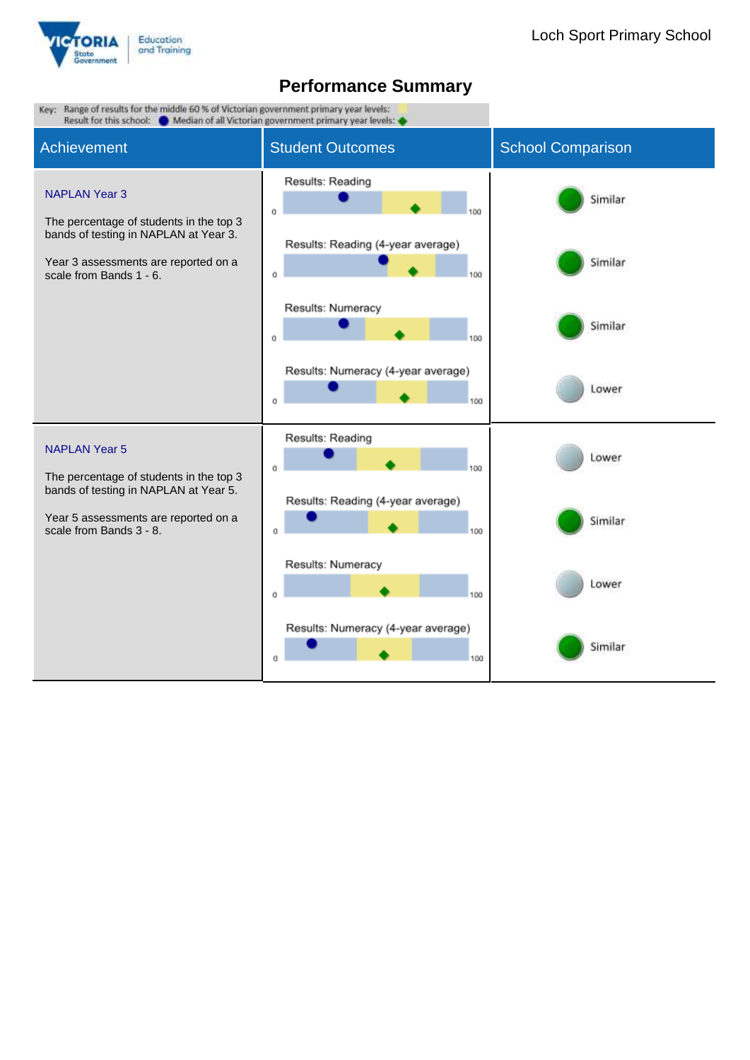Loch Sport Primary School

# Performance Summary

Key: Range of results for the middle 60 % of Victorian government primary year levels:
Result for this school: ● Median of all Victorian government primary year levels: ◆

| Achievement | Student Outcomes | School Comparison |
|---|---|---|
| **NAPLAN Year 3**<br><br>The percentage of students in the top 3 bands of testing in NAPLAN at Year 3.<br><br>Year 3 assessments are reported on a scale from Bands 1 - 6. | Results: Reading (0–100) | Similar |
| | Results: Reading (4-year average) (0–100) | Similar |
| | Results: Numeracy (0–100) | Similar |
| | Results: Numeracy (4-year average) (0–100) | Lower |
| **NAPLAN Year 5**<br><br>The percentage of students in the top 3 bands of testing in NAPLAN at Year 5.<br><br>Year 5 assessments are reported on a scale from Bands 3 - 8. | Results: Reading (0–100) | Lower |
| | Results: Reading (4-year average) (0–100) | Similar |
| | Results: Numeracy (0–100) | Lower |
| | Results: Numeracy (4-year average) (0–100) | Similar |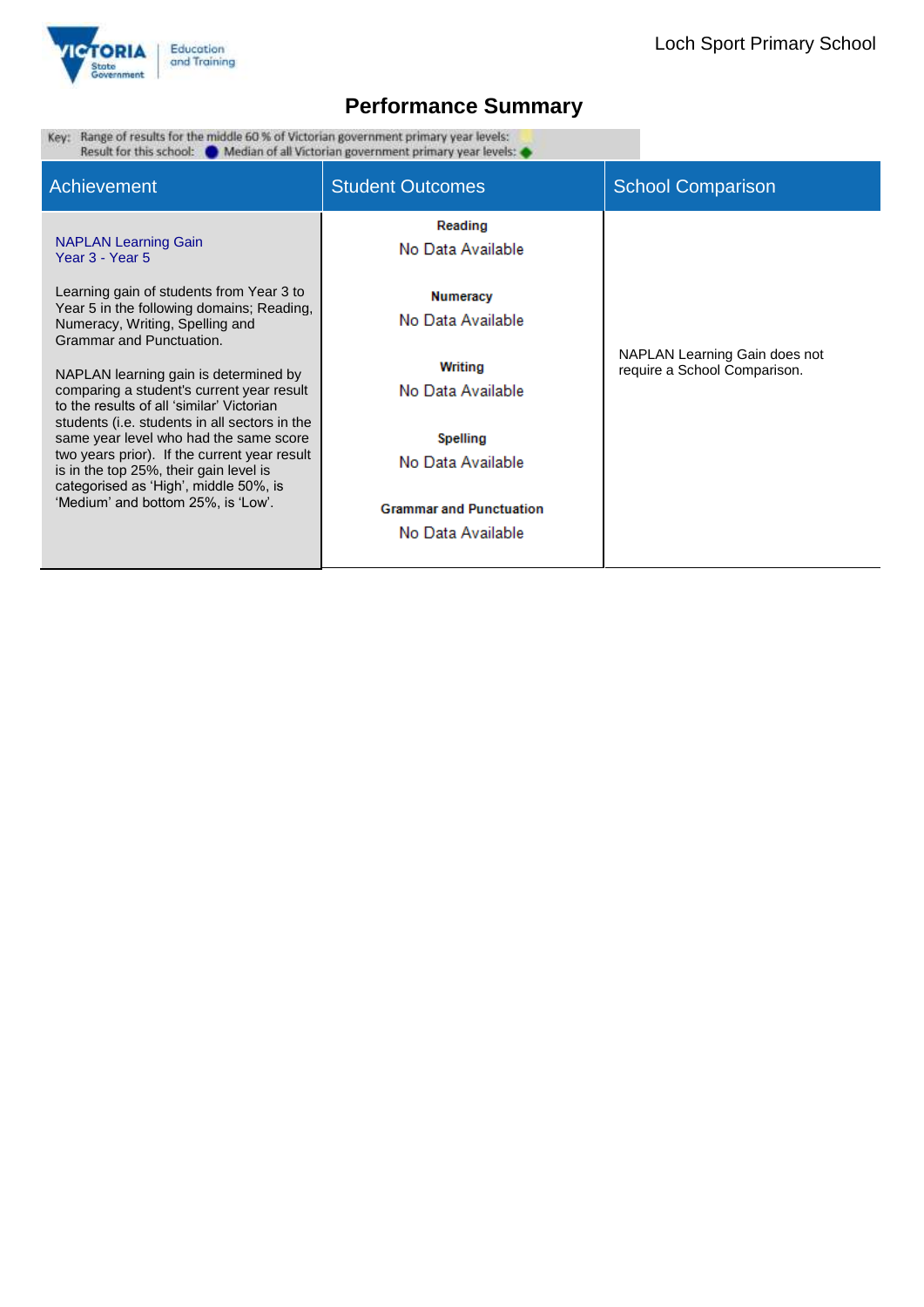# Performance Summary

Key: Range of results for the middle 60 % of Victorian government primary year levels:
Result for this school: ● Median of all Victorian government primary year levels: ◆

| Achievement | Student Outcomes | School Comparison |
|---|---|---|
| NAPLAN Learning Gain<br>Year 3 - Year 5<br><br>Learning gain of students from Year 3 to Year 5 in the following domains; Reading, Numeracy, Writing, Spelling and Grammar and Punctuation.<br><br>NAPLAN learning gain is determined by comparing a student's current year result to the results of all 'similar' Victorian students (i.e. students in all sectors in the same year level who had the same score two years prior). If the current year result is in the top 25%, their gain level is categorised as 'High', middle 50%, is 'Medium' and bottom 25%, is 'Low'. | **Reading**<br>No Data Available<br><br>**Numeracy**<br>No Data Available<br><br>**Writing**<br>No Data Available<br><br>**Spelling**<br>No Data Available<br><br>**Grammar and Punctuation**<br>No Data Available | NAPLAN Learning Gain does not require a School Comparison. |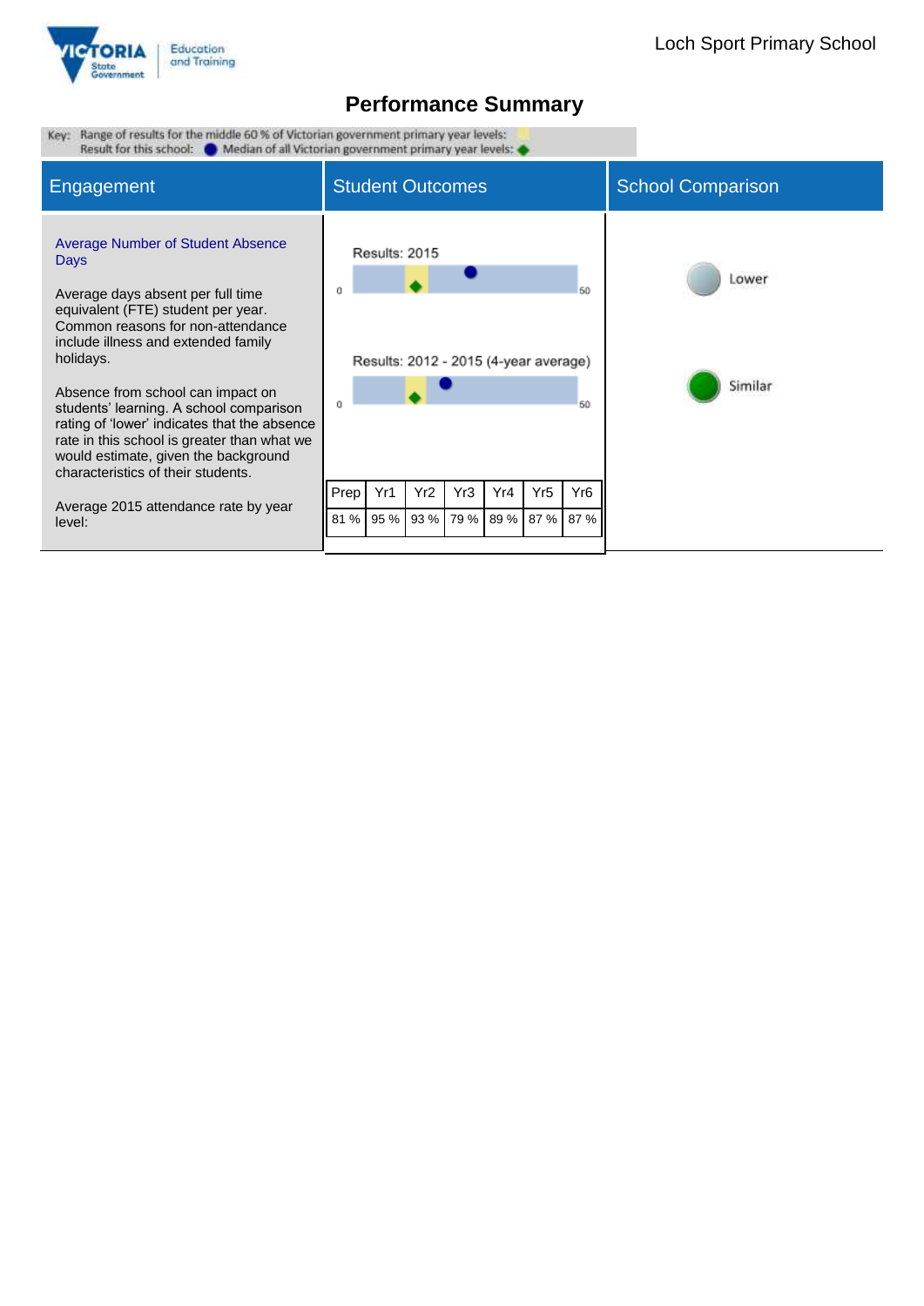Loch Sport Primary School

# Performance Summary

Key: Range of results for the middle 60 % of Victorian government primary year levels:
Result for this school: ● Median of all Victorian government primary year levels: ◆

| Engagement | Student Outcomes | School Comparison |
|---|---|---|
| **Average Number of Student Absence Days**<br><br>Average days absent per full time equivalent (FTE) student per year. Common reasons for non-attendance include illness and extended family holidays.<br><br>Absence from school can impact on students' learning. A school comparison rating of 'lower' indicates that the absence rate in this school is greater than what we would estimate, given the background characteristics of their students.<br><br>Average 2015 attendance rate by year level: | Results: 2015 (scale 0–50)<br><br>Results: 2012 - 2015 (4-year average) (scale 0–50) | Lower<br><br>Similar |

| Prep | Yr1 | Yr2 | Yr3 | Yr4 | Yr5 | Yr6 |
|---|---|---|---|---|---|---|
| 81 % | 95 % | 93 % | 79 % | 89 % | 87 % | 87 % |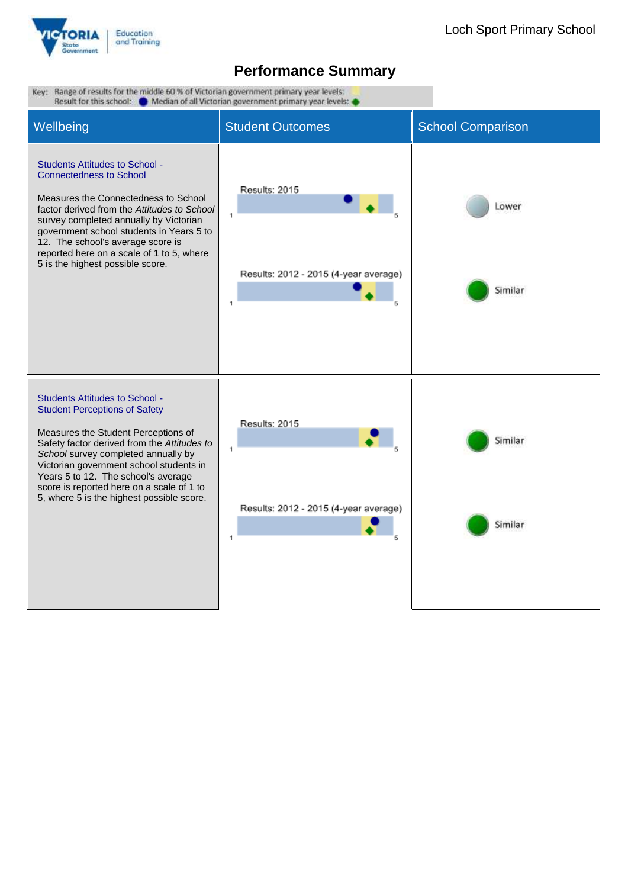# Performance Summary

Key: Range of results for the middle 60 % of Victorian government primary year levels:
Result for this school: ● Median of all Victorian government primary year levels: ◆

| Wellbeing | Student Outcomes | School Comparison |
|---|---|---|
| **Students Attitudes to School - Connectedness to School**<br><br>Measures the Connectedness to School factor derived from the *Attitudes to School* survey completed annually by Victorian government school students in Years 5 to 12. The school's average score is reported here on a scale of 1 to 5, where 5 is the highest possible score. | Results: 2015 | Lower |
| | Results: 2012 - 2015 (4-year average) | Similar |
| **Students Attitudes to School - Student Perceptions of Safety**<br><br>Measures the Student Perceptions of Safety factor derived from the *Attitudes to School* survey completed annually by Victorian government school students in Years 5 to 12. The school's average score is reported here on a scale of 1 to 5, where 5 is the highest possible score. | Results: 2015 | Similar |
| | Results: 2012 - 2015 (4-year average) | Similar |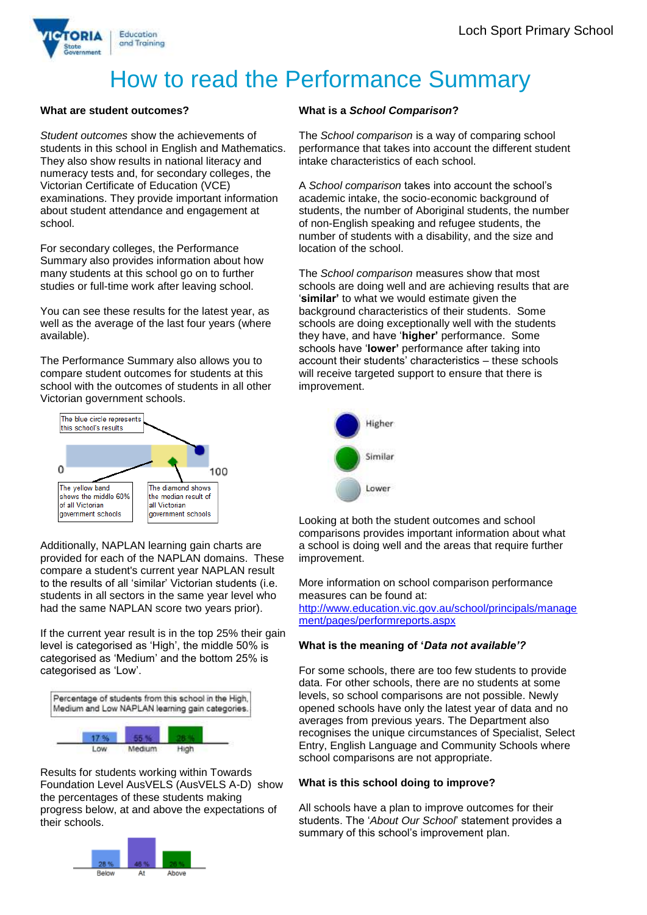# How to read the Performance Summary

### What are student outcomes?

*Student outcomes* show the achievements of students in this school in English and Mathematics. They also show results in national literacy and numeracy tests and, for secondary colleges, the Victorian Certificate of Education (VCE) examinations. They provide important information about student attendance and engagement at school.

For secondary colleges, the Performance Summary also provides information about how many students at this school go on to further studies or full-time work after leaving school.

You can see these results for the latest year, as well as the average of the last four years (where available).

The Performance Summary also allows you to compare student outcomes for students at this school with the outcomes of students in all other Victorian government schools.

The blue circle represents this school's results

The yellow band shows the middle 60% of all Victorian government schools

The diamond shows the median result of all Victorian government schools

0 100

Additionally, NAPLAN learning gain charts are provided for each of the NAPLAN domains. These compare a student's current year NAPLAN result to the results of all 'similar' Victorian students (i.e. students in all sectors in the same year level who had the same NAPLAN score two years prior).

If the current year result is in the top 25% their gain level is categorised as 'High', the middle 50% is categorised as 'Medium' and the bottom 25% is categorised as 'Low'.

Percentage of students from this school in the High, Medium and Low NAPLAN learning gain categories.

| Low | Medium | High |
|---|---|---|
| 17 % | 55 % | 28 % |

Results for students working within Towards Foundation Level AusVELS (AusVELS A-D) show the percentages of these students making progress below, at and above the expectations of their schools.

| Below | At | Above |
|---|---|---|
| 28 % | 46 % | 26 % |

### What is a *School Comparison*?

The *School comparison* is a way of comparing school performance that takes into account the different student intake characteristics of each school.

A *School comparison* takes into account the school's academic intake, the socio-economic background of students, the number of Aboriginal students, the number of non-English speaking and refugee students, the number of students with a disability, and the size and location of the school.

The *School comparison* measures show that most schools are doing well and are achieving results that are '**similar**' to what we would estimate given the background characteristics of their students. Some schools are doing exceptionally well with the students they have, and have '**higher'** performance. Some schools have '**lower'** performance after taking into account their students' characteristics – these schools will receive targeted support to ensure that there is improvement.

Higher

Similar

Lower

Looking at both the student outcomes and school comparisons provides important information about what a school is doing well and the areas that require further improvement.

More information on school comparison performance measures can be found at:
http://www.education.vic.gov.au/school/principals/management/pages/performreports.aspx

### What is the meaning of '*Data not available'?*

For some schools, there are too few students to provide data. For other schools, there are no students at some levels, so school comparisons are not possible. Newly opened schools have only the latest year of data and no averages from previous years. The Department also recognises the unique circumstances of Specialist, Select Entry, English Language and Community Schools where school comparisons are not appropriate.

### What is this school doing to improve?

All schools have a plan to improve outcomes for their students. The '*About Our School*' statement provides a summary of this school's improvement plan.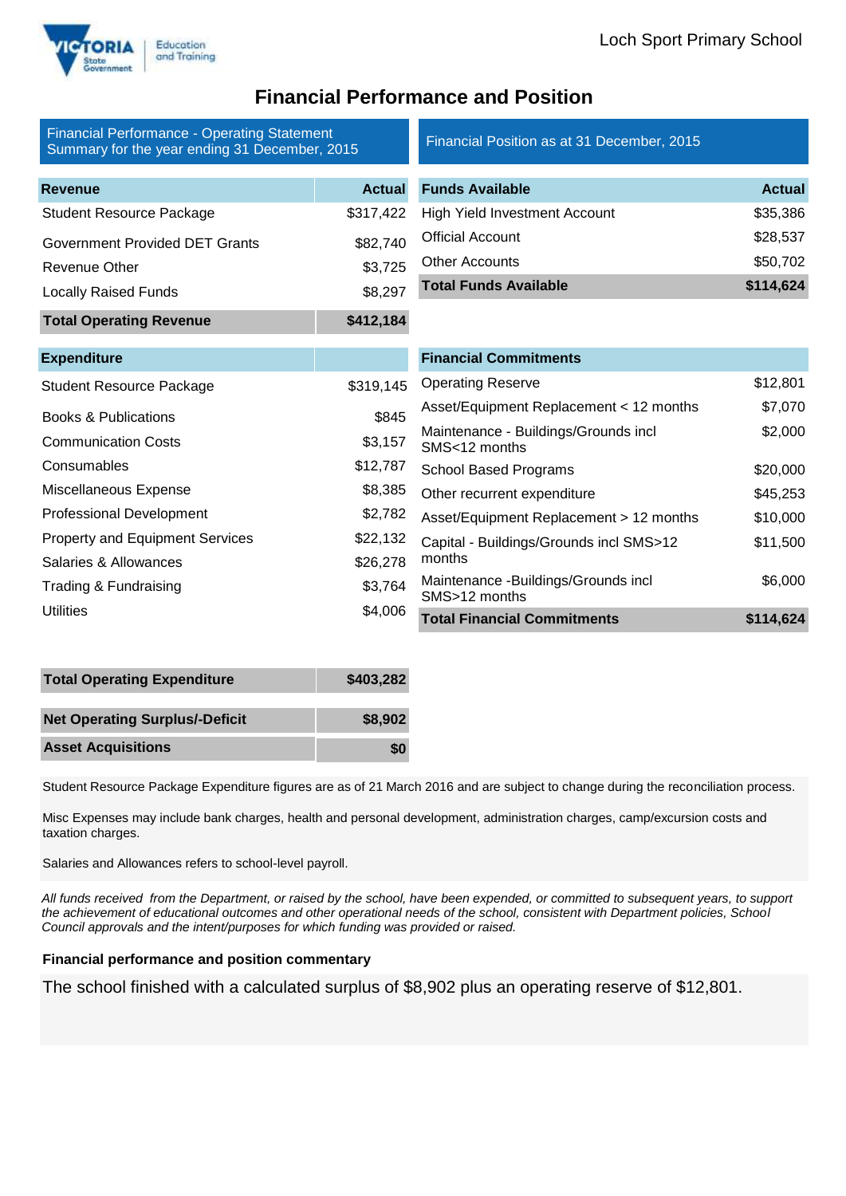Loch Sport Primary School

# Financial Performance and Position

## Financial Performance - Operating Statement Summary for the year ending 31 December, 2015

| Revenue | Actual |
|---|---|
| Student Resource Package | $317,422 |
| Government Provided DET Grants | $82,740 |
| Revenue Other | $3,725 |
| Locally Raised Funds | $8,297 |
| **Total Operating Revenue** | **$412,184** |

| Expenditure | |
|---|---|
| Student Resource Package | $319,145 |
| Books & Publications | $845 |
| Communication Costs | $3,157 |
| Consumables | $12,787 |
| Miscellaneous Expense | $8,385 |
| Professional Development | $2,782 |
| Property and Equipment Services | $22,132 |
| Salaries & Allowances | $26,278 |
| Trading & Fundraising | $3,764 |
| Utilities | $4,006 |
| **Total Operating Expenditure** | **$403,282** |
| **Net Operating Surplus/-Deficit** | **$8,902** |
| **Asset Acquisitions** | **$0** |

## Financial Position as at 31 December, 2015

| Funds Available | Actual |
|---|---|
| High Yield Investment Account | $35,386 |
| Official Account | $28,537 |
| Other Accounts | $50,702 |
| **Total Funds Available** | **$114,624** |

| Financial Commitments | |
|---|---|
| Operating Reserve | $12,801 |
| Asset/Equipment Replacement < 12 months | $7,070 |
| Maintenance - Buildings/Grounds incl SMS<12 months | $2,000 |
| School Based Programs | $20,000 |
| Other recurrent expenditure | $45,253 |
| Asset/Equipment Replacement > 12 months | $10,000 |
| Capital - Buildings/Grounds incl SMS>12 months | $11,500 |
| Maintenance -Buildings/Grounds incl SMS>12 months | $6,000 |
| **Total Financial Commitments** | **$114,624** |

Student Resource Package Expenditure figures are as of 21 March 2016 and are subject to change during the reconciliation process.

Misc Expenses may include bank charges, health and personal development, administration charges, camp/excursion costs and taxation charges.

Salaries and Allowances refers to school-level payroll.

*All funds received from the Department, or raised by the school, have been expended, or committed to subsequent years, to support the achievement of educational outcomes and other operational needs of the school, consistent with Department policies, School Council approvals and the intent/purposes for which funding was provided or raised.*

**Financial performance and position commentary**

The school finished with a calculated surplus of $8,902 plus an operating reserve of $12,801.